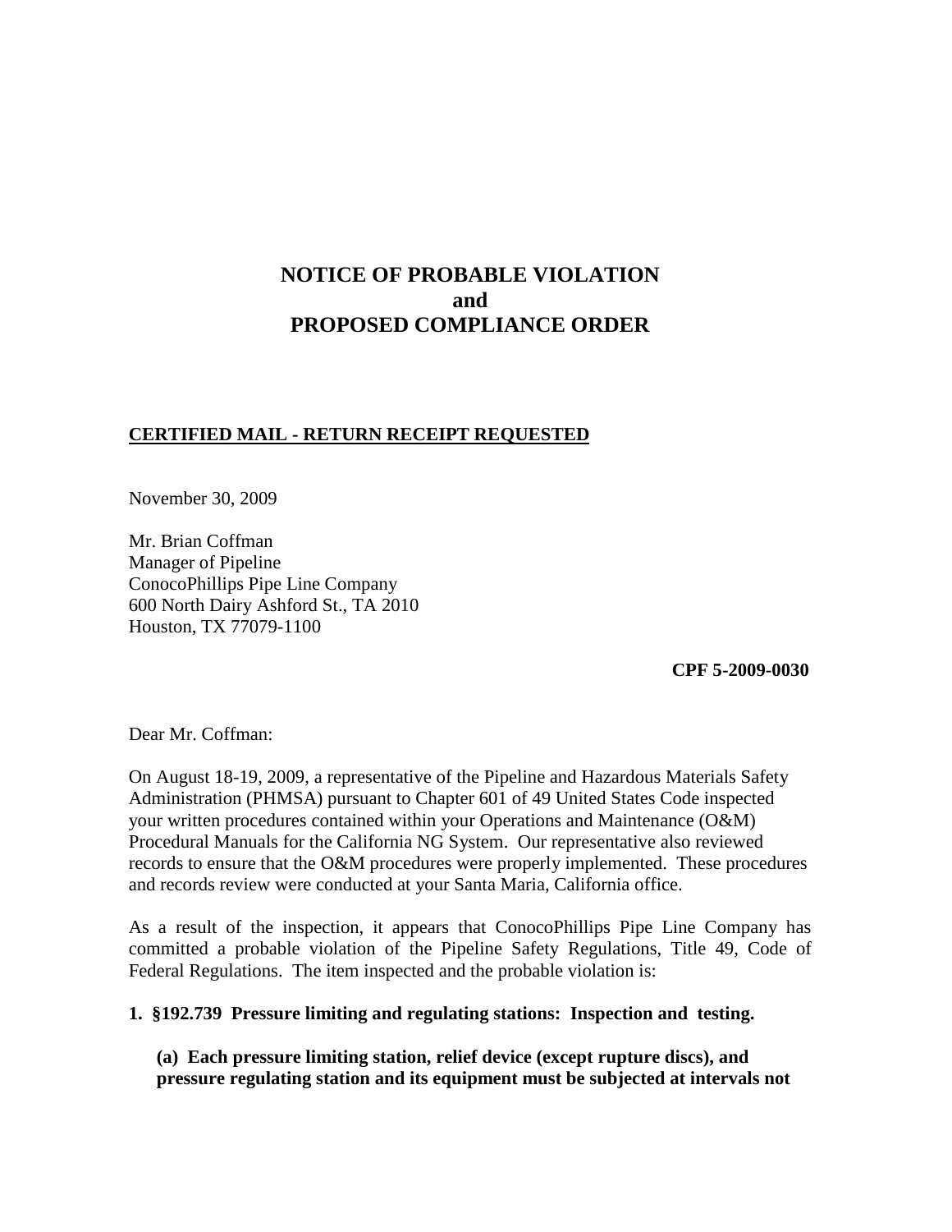# NOTICE OF PROBABLE VIOLATION
# and
# PROPOSED COMPLIANCE ORDER

**CERTIFIED MAIL - RETURN RECEIPT REQUESTED**

November 30, 2009

Mr. Brian Coffman
Manager of Pipeline
ConocoPhillips Pipe Line Company
600 North Dairy Ashford St., TA 2010
Houston, TX 77079-1100

**CPF 5-2009-0030**

Dear Mr. Coffman:

On August 18-19, 2009, a representative of the Pipeline and Hazardous Materials Safety Administration (PHMSA) pursuant to Chapter 601 of 49 United States Code inspected your written procedures contained within your Operations and Maintenance (O&M) Procedural Manuals for the California NG System. Our representative also reviewed records to ensure that the O&M procedures were properly implemented. These procedures and records review were conducted at your Santa Maria, California office.

As a result of the inspection, it appears that ConocoPhillips Pipe Line Company has committed a probable violation of the Pipeline Safety Regulations, Title 49, Code of Federal Regulations. The item inspected and the probable violation is:

**1. §192.739 Pressure limiting and regulating stations: Inspection and testing.**

**(a) Each pressure limiting station, relief device (except rupture discs), and pressure regulating station and its equipment must be subjected at intervals not**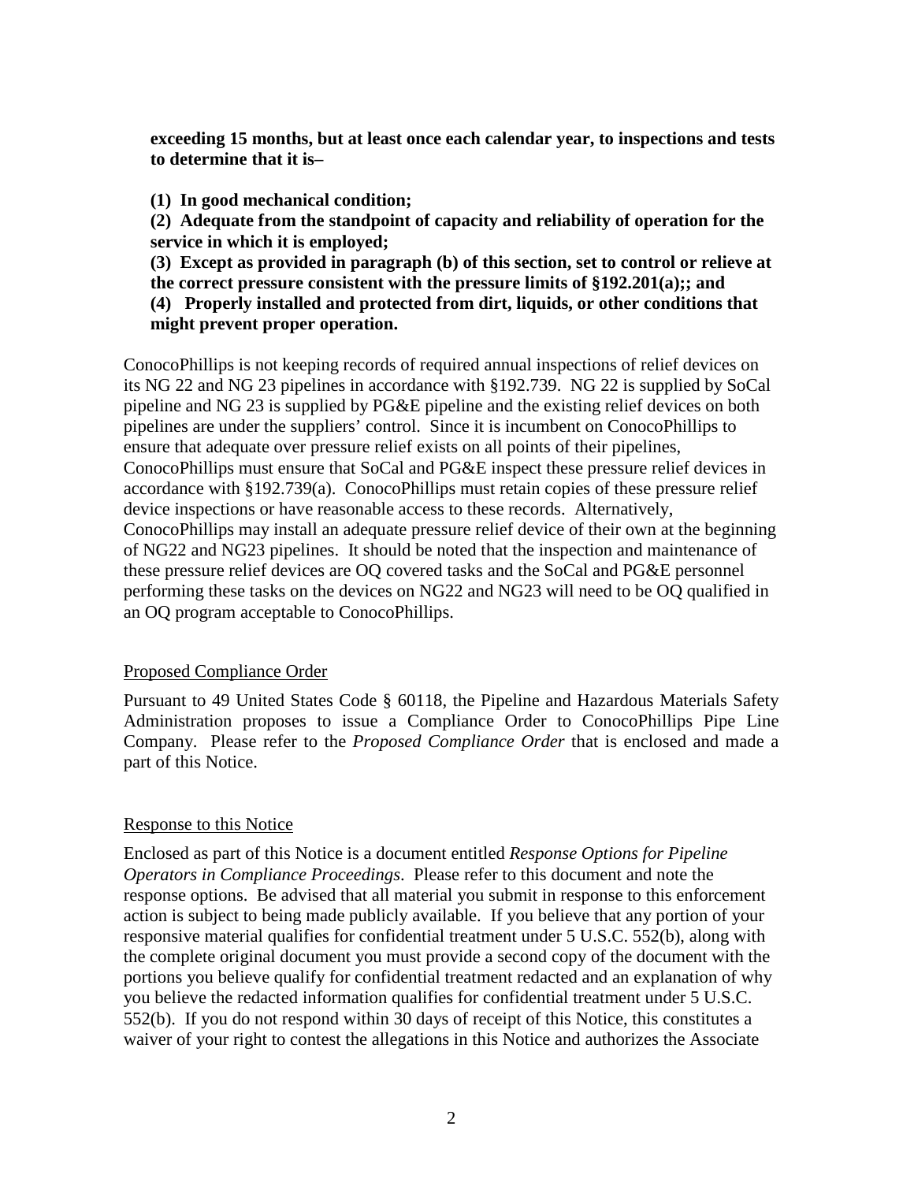**exceeding 15 months, but at least once each calendar year, to inspections and tests to determine that it is–**

**(1) In good mechanical condition;**

**(2) Adequate from the standpoint of capacity and reliability of operation for the service in which it is employed;**

**(3) Except as provided in paragraph (b) of this section, set to control or relieve at the correct pressure consistent with the pressure limits of §192.201(a);; and**

**(4) Properly installed and protected from dirt, liquids, or other conditions that might prevent proper operation.**

ConocoPhillips is not keeping records of required annual inspections of relief devices on its NG 22 and NG 23 pipelines in accordance with §192.739. NG 22 is supplied by SoCal pipeline and NG 23 is supplied by PG&E pipeline and the existing relief devices on both pipelines are under the suppliers' control. Since it is incumbent on ConocoPhillips to ensure that adequate over pressure relief exists on all points of their pipelines, ConocoPhillips must ensure that SoCal and PG&E inspect these pressure relief devices in accordance with §192.739(a). ConocoPhillips must retain copies of these pressure relief device inspections or have reasonable access to these records. Alternatively, ConocoPhillips may install an adequate pressure relief device of their own at the beginning of NG22 and NG23 pipelines. It should be noted that the inspection and maintenance of these pressure relief devices are OQ covered tasks and the SoCal and PG&E personnel performing these tasks on the devices on NG22 and NG23 will need to be OQ qualified in an OQ program acceptable to ConocoPhillips.

Proposed Compliance Order

Pursuant to 49 United States Code § 60118, the Pipeline and Hazardous Materials Safety Administration proposes to issue a Compliance Order to ConocoPhillips Pipe Line Company. Please refer to the *Proposed Compliance Order* that is enclosed and made a part of this Notice.

Response to this Notice

Enclosed as part of this Notice is a document entitled *Response Options for Pipeline Operators in Compliance Proceedings*. Please refer to this document and note the response options. Be advised that all material you submit in response to this enforcement action is subject to being made publicly available. If you believe that any portion of your responsive material qualifies for confidential treatment under 5 U.S.C. 552(b), along with the complete original document you must provide a second copy of the document with the portions you believe qualify for confidential treatment redacted and an explanation of why you believe the redacted information qualifies for confidential treatment under 5 U.S.C. 552(b). If you do not respond within 30 days of receipt of this Notice, this constitutes a waiver of your right to contest the allegations in this Notice and authorizes the Associate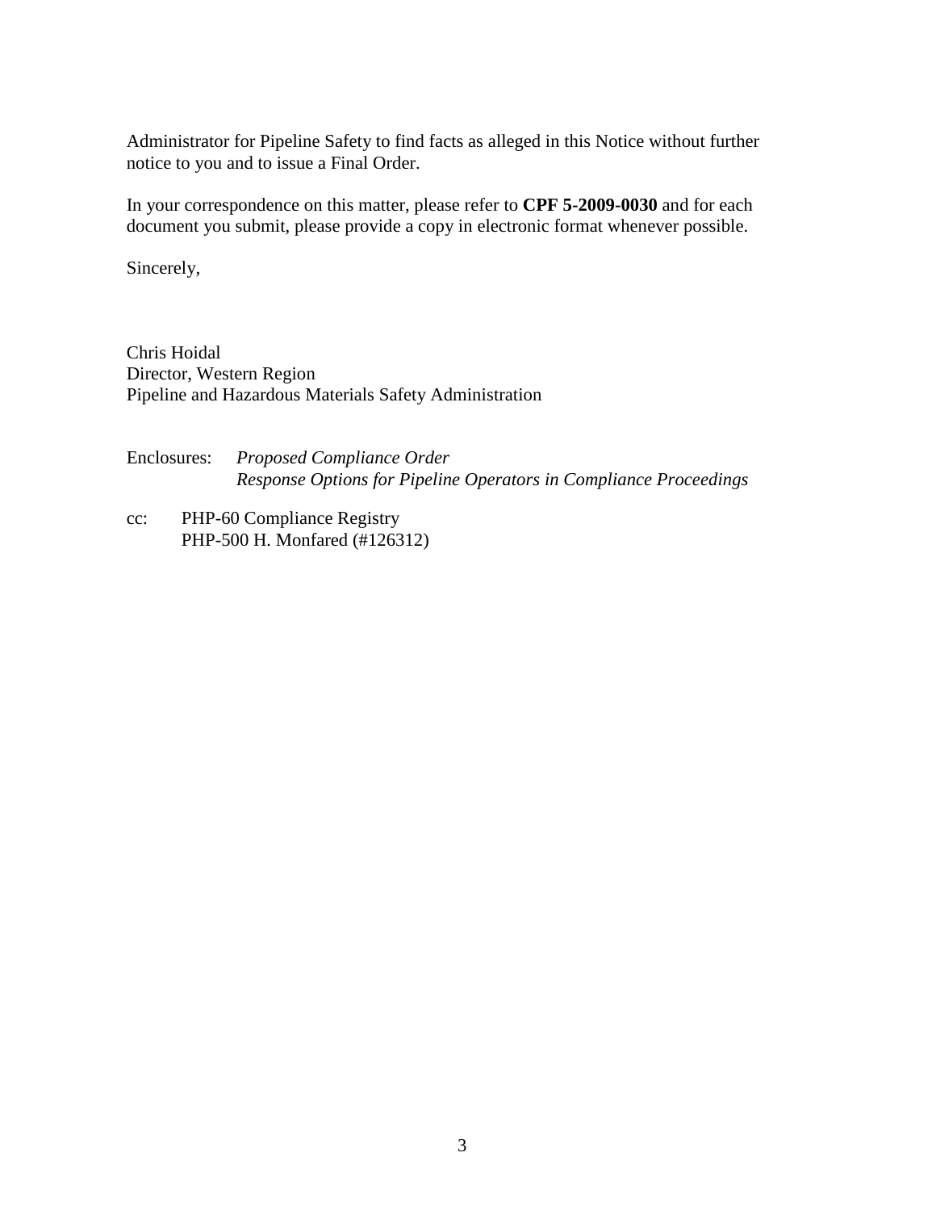Administrator for Pipeline Safety to find facts as alleged in this Notice without further notice to you and to issue a Final Order.

In your correspondence on this matter, please refer to **CPF 5-2009-0030** and for each document you submit, please provide a copy in electronic format whenever possible.

Sincerely,

Chris Hoidal
Director, Western Region
Pipeline and Hazardous Materials Safety Administration

Enclosures: *Proposed Compliance Order*
*Response Options for Pipeline Operators in Compliance Proceedings*

cc: PHP-60 Compliance Registry
PHP-500 H. Monfared (#126312)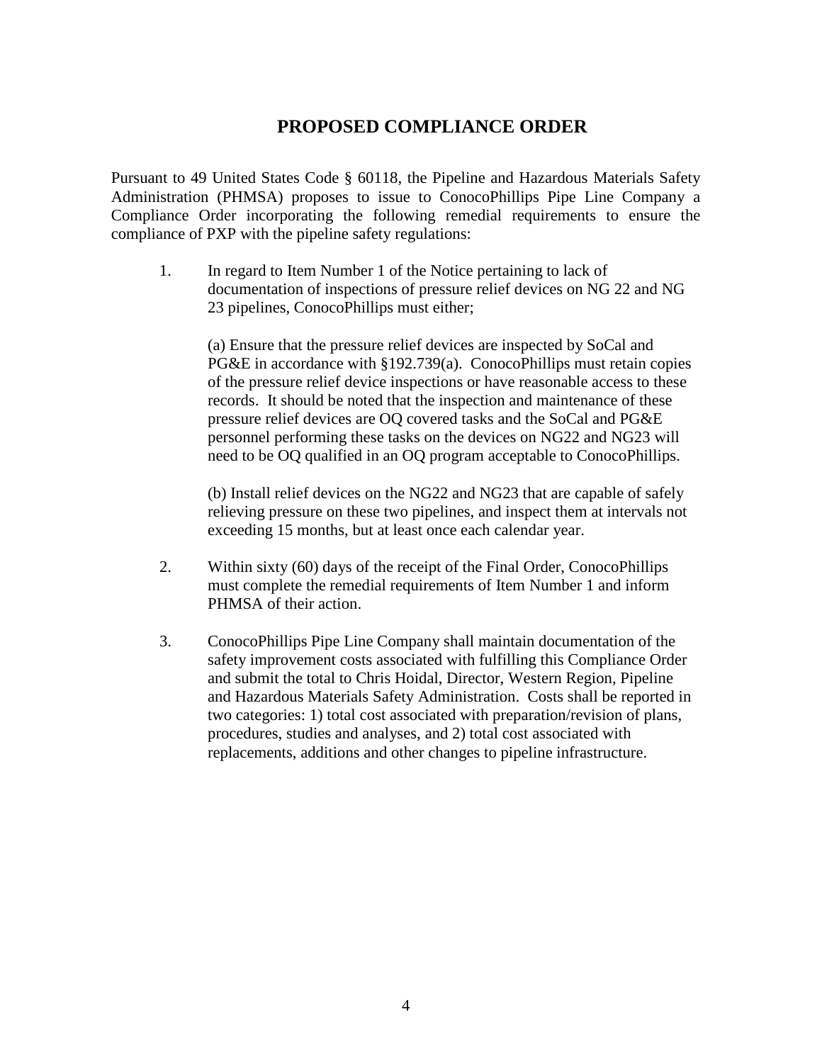# PROPOSED COMPLIANCE ORDER

Pursuant to 49 United States Code § 60118, the Pipeline and Hazardous Materials Safety Administration (PHMSA) proposes to issue to ConocoPhillips Pipe Line Company a Compliance Order incorporating the following remedial requirements to ensure the compliance of PXP with the pipeline safety regulations:

1. In regard to Item Number 1 of the Notice pertaining to lack of documentation of inspections of pressure relief devices on NG 22 and NG 23 pipelines, ConocoPhillips must either;

   (a) Ensure that the pressure relief devices are inspected by SoCal and PG&E in accordance with §192.739(a). ConocoPhillips must retain copies of the pressure relief device inspections or have reasonable access to these records. It should be noted that the inspection and maintenance of these pressure relief devices are OQ covered tasks and the SoCal and PG&E personnel performing these tasks on the devices on NG22 and NG23 will need to be OQ qualified in an OQ program acceptable to ConocoPhillips.

   (b) Install relief devices on the NG22 and NG23 that are capable of safely relieving pressure on these two pipelines, and inspect them at intervals not exceeding 15 months, but at least once each calendar year.

2. Within sixty (60) days of the receipt of the Final Order, ConocoPhillips must complete the remedial requirements of Item Number 1 and inform PHMSA of their action.

3. ConocoPhillips Pipe Line Company shall maintain documentation of the safety improvement costs associated with fulfilling this Compliance Order and submit the total to Chris Hoidal, Director, Western Region, Pipeline and Hazardous Materials Safety Administration. Costs shall be reported in two categories: 1) total cost associated with preparation/revision of plans, procedures, studies and analyses, and 2) total cost associated with replacements, additions and other changes to pipeline infrastructure.